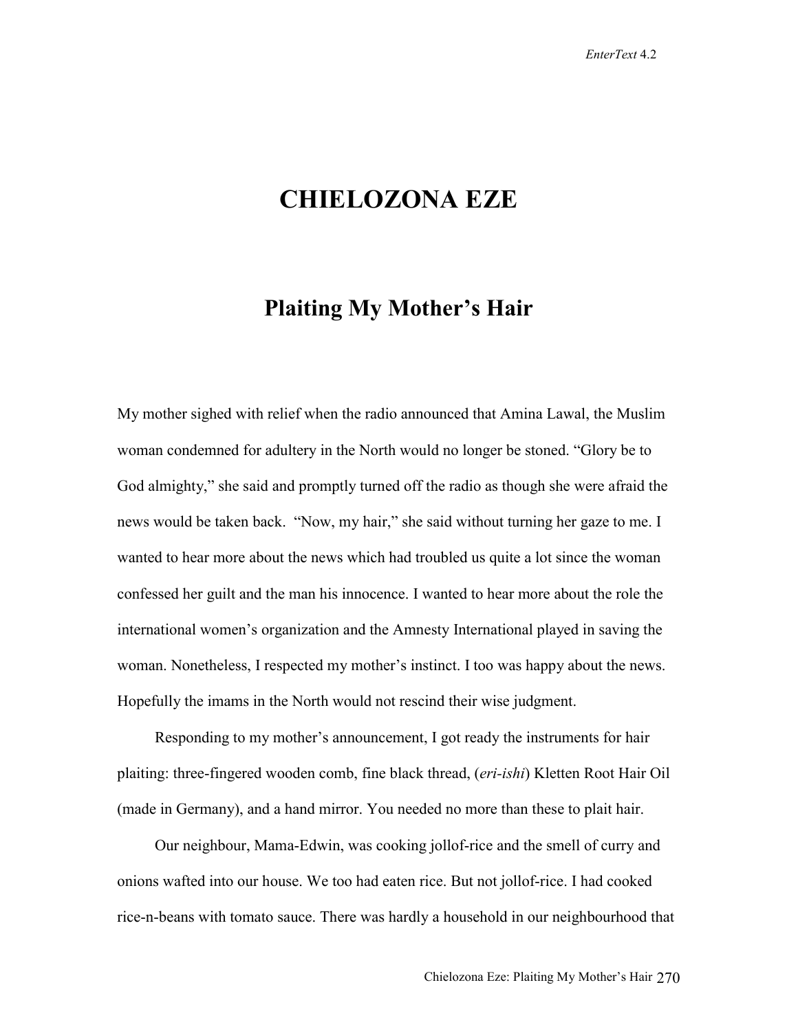# CHIELOZONA EZE

## Plaiting My Mother's Hair

My mother sighed with relief when the radio announced that Amina Lawal, the Muslim woman condemned for adultery in the North would no longer be stoned. "Glory be to God almighty," she said and promptly turned off the radio as though she were afraid the news would be taken back. "Now, my hair," she said without turning her gaze to me. I wanted to hear more about the news which had troubled us quite a lot since the woman confessed her guilt and the man his innocence. I wanted to hear more about the role the international women's organization and the Amnesty International played in saving the woman. Nonetheless, I respected my mother's instinct. I too was happy about the news. Hopefully the imams in the North would not rescind their wise judgment.

Responding to my mother's announcement, I got ready the instruments for hair plaiting: three-fingered wooden comb, fine black thread, (*eri-ishi*) Kletten Root Hair Oil (made in Germany), and a hand mirror. You needed no more than these to plait hair.

Our neighbour, Mama-Edwin, was cooking jollof-rice and the smell of curry and onions wafted into our house. We too had eaten rice. But not jollof-rice. I had cooked rice-n-beans with tomato sauce. There was hardly a household in our neighbourhood that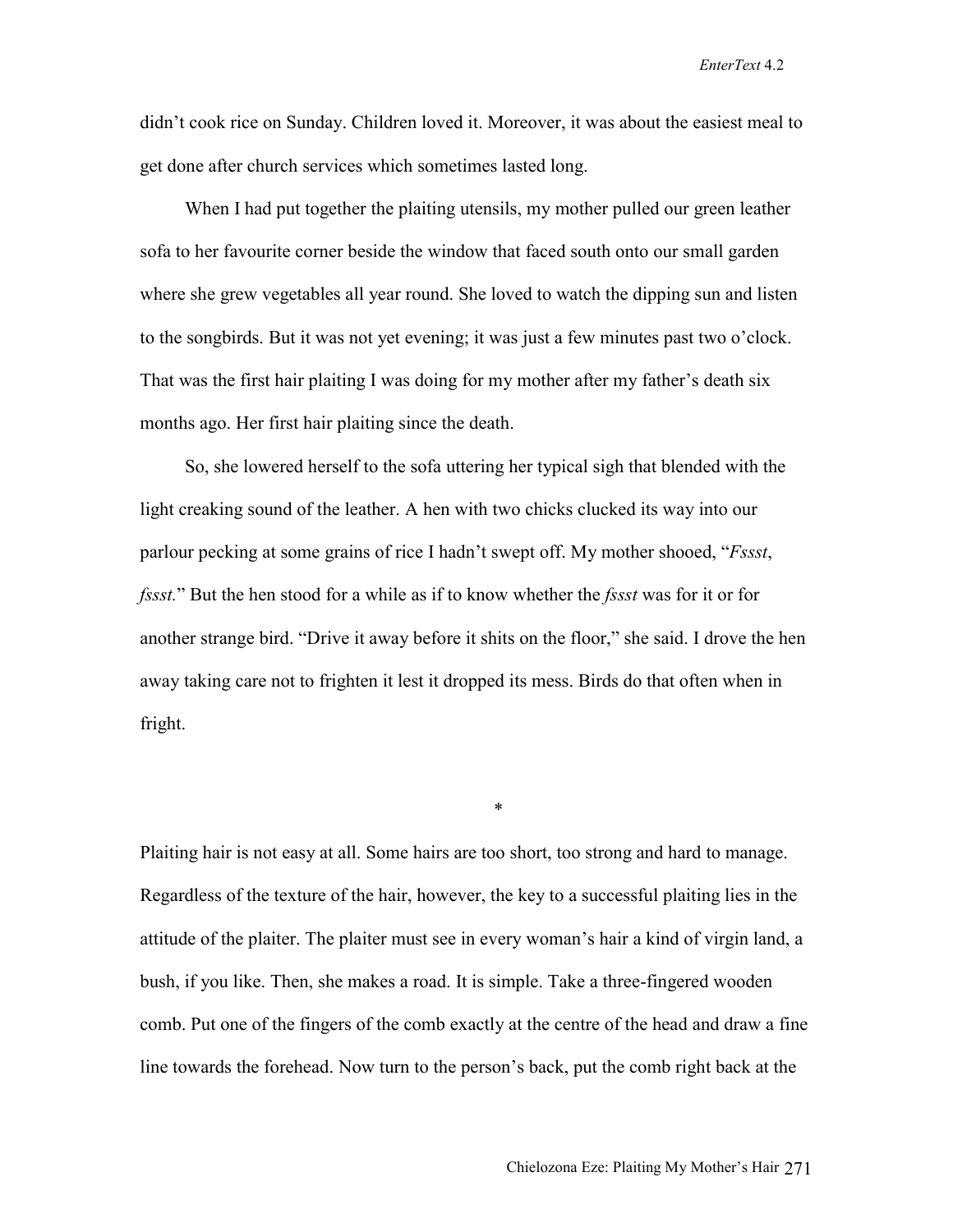didn't cook rice on Sunday. Children loved it. Moreover, it was about the easiest meal to get done after church services which sometimes lasted long.

When I had put together the plaiting utensils, my mother pulled our green leather sofa to her favourite corner beside the window that faced south onto our small garden where she grew vegetables all year round. She loved to watch the dipping sun and listen to the songbirds. But it was not yet evening; it was just a few minutes past two o'clock. That was the first hair plaiting I was doing for my mother after my father's death six months ago. Her first hair plaiting since the death.

So, she lowered herself to the sofa uttering her typical sigh that blended with the light creaking sound of the leather. A hen with two chicks clucked its way into our parlour pecking at some grains of rice I hadn't swept off. My mother shooed, "*Fssst*, *fssst*." But the hen stood for a while as if to know whether the *fssst* was for it or for another strange bird. "Drive it away before it shits on the floor," she said. I drove the hen away taking care not to frighten it lest it dropped its mess. Birds do that often when in fright.

*

Plaiting hair is not easy at all. Some hairs are too short, too strong and hard to manage. Regardless of the texture of the hair, however, the key to a successful plaiting lies in the attitude of the plaiter. The plaiter must see in every woman's hair a kind of virgin land, a bush, if you like. Then, she makes a road. It is simple. Take a three-fingered wooden comb. Put one of the fingers of the comb exactly at the centre of the head and draw a fine line towards the forehead. Now turn to the person's back, put the comb right back at the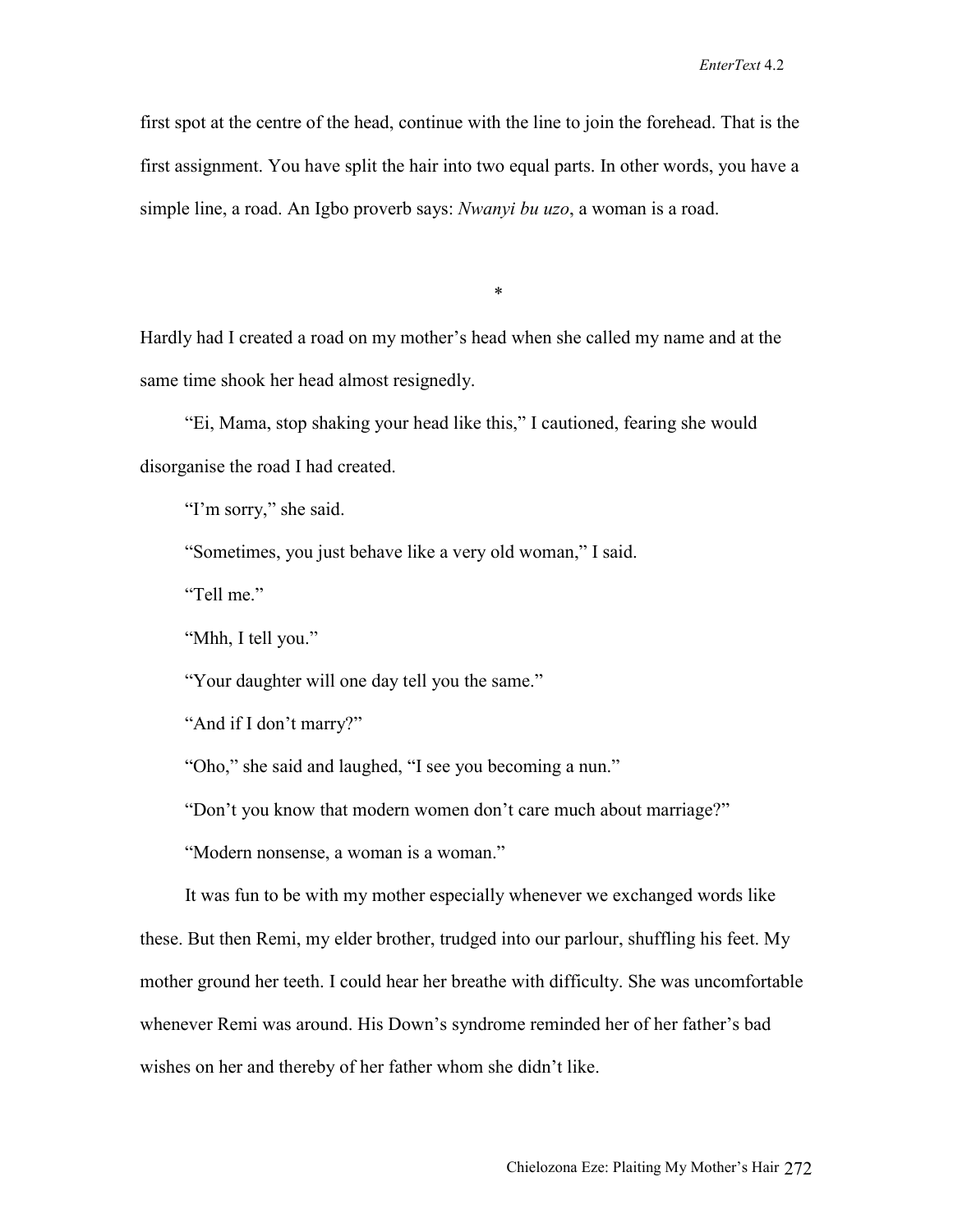first spot at the centre of the head, continue with the line to join the forehead. That is the first assignment. You have split the hair into two equal parts. In other words, you have a simple line, a road. An Igbo proverb says: *Nwanyi bu uzo*, a woman is a road.

*

Hardly had I created a road on my mother's head when she called my name and at the same time shook her head almost resignedly.

"Ei, Mama, stop shaking your head like this," I cautioned, fearing she would disorganise the road I had created.

"I'm sorry," she said.

"Sometimes, you just behave like a very old woman," I said.

"Tell me."

"Mhh, I tell you."

"Your daughter will one day tell you the same."

"And if I don't marry?"

"Oho," she said and laughed, "I see you becoming a nun."

"Don't you know that modern women don't care much about marriage?"

"Modern nonsense, a woman is a woman."

It was fun to be with my mother especially whenever we exchanged words like these. But then Remi, my elder brother, trudged into our parlour, shuffling his feet. My mother ground her teeth. I could hear her breathe with difficulty. She was uncomfortable whenever Remi was around. His Down's syndrome reminded her of her father's bad wishes on her and thereby of her father whom she didn't like.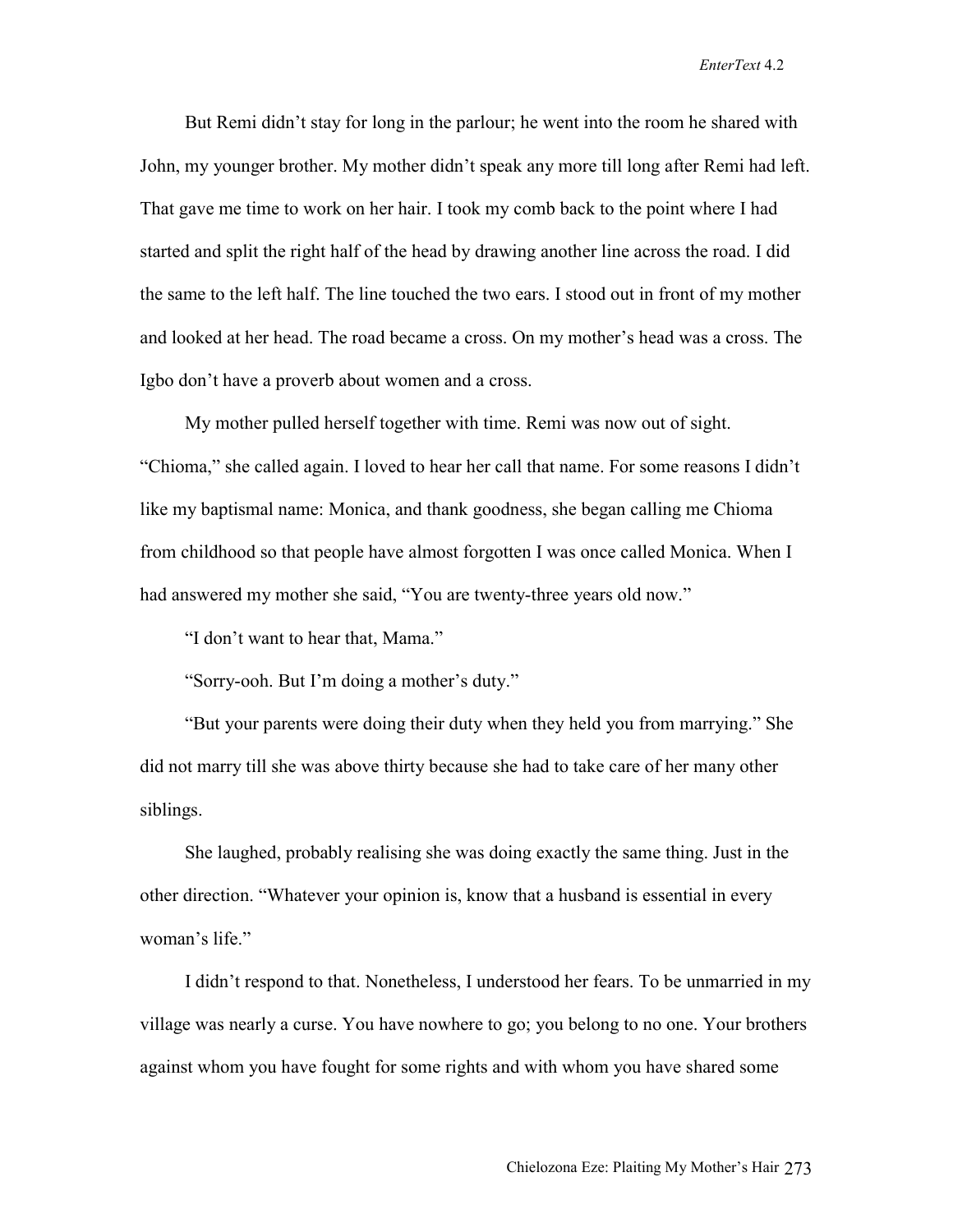But Remi didn't stay for long in the parlour; he went into the room he shared with John, my younger brother. My mother didn't speak any more till long after Remi had left. That gave me time to work on her hair. I took my comb back to the point where I had started and split the right half of the head by drawing another line across the road. I did the same to the left half. The line touched the two ears. I stood out in front of my mother and looked at her head. The road became a cross. On my mother's head was a cross. The Igbo don't have a proverb about women and a cross.

My mother pulled herself together with time. Remi was now out of sight. "Chioma," she called again. I loved to hear her call that name. For some reasons I didn't like my baptismal name: Monica, and thank goodness, she began calling me Chioma from childhood so that people have almost forgotten I was once called Monica. When I had answered my mother she said, "You are twenty-three years old now."

"I don't want to hear that, Mama."

"Sorry-ooh. But I'm doing a mother's duty."

"But your parents were doing their duty when they held you from marrying." She did not marry till she was above thirty because she had to take care of her many other siblings.

She laughed, probably realising she was doing exactly the same thing. Just in the other direction. "Whatever your opinion is, know that a husband is essential in every woman's life."

I didn't respond to that. Nonetheless, I understood her fears. To be unmarried in my village was nearly a curse. You have nowhere to go; you belong to no one. Your brothers against whom you have fought for some rights and with whom you have shared some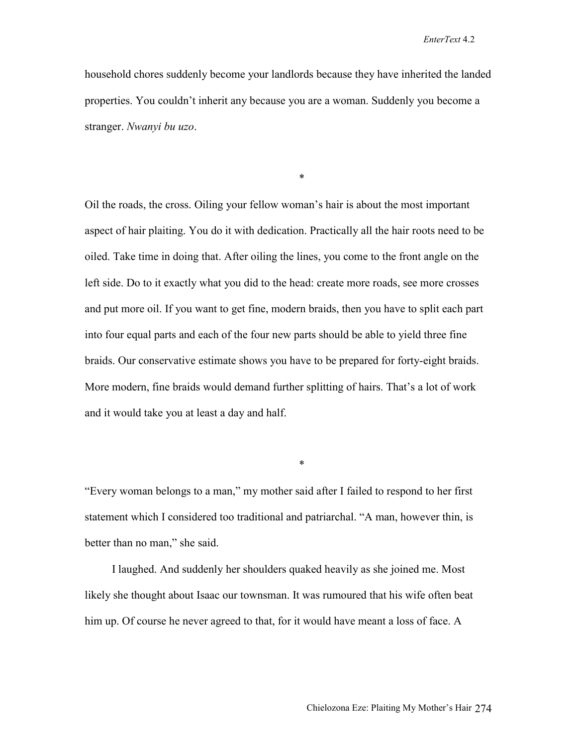household chores suddenly become your landlords because they have inherited the landed properties. You couldn't inherit any because you are a woman. Suddenly you become a stranger. *Nwanyi bu uzo*.

*

Oil the roads, the cross. Oiling your fellow woman's hair is about the most important aspect of hair plaiting. You do it with dedication. Practically all the hair roots need to be oiled. Take time in doing that. After oiling the lines, you come to the front angle on the left side. Do to it exactly what you did to the head: create more roads, see more crosses and put more oil. If you want to get fine, modern braids, then you have to split each part into four equal parts and each of the four new parts should be able to yield three fine braids. Our conservative estimate shows you have to be prepared for forty-eight braids. More modern, fine braids would demand further splitting of hairs. That's a lot of work and it would take you at least a day and half.

*

"Every woman belongs to a man," my mother said after I failed to respond to her first statement which I considered too traditional and patriarchal. "A man, however thin, is better than no man," she said.

I laughed. And suddenly her shoulders quaked heavily as she joined me. Most likely she thought about Isaac our townsman. It was rumoured that his wife often beat him up. Of course he never agreed to that, for it would have meant a loss of face. A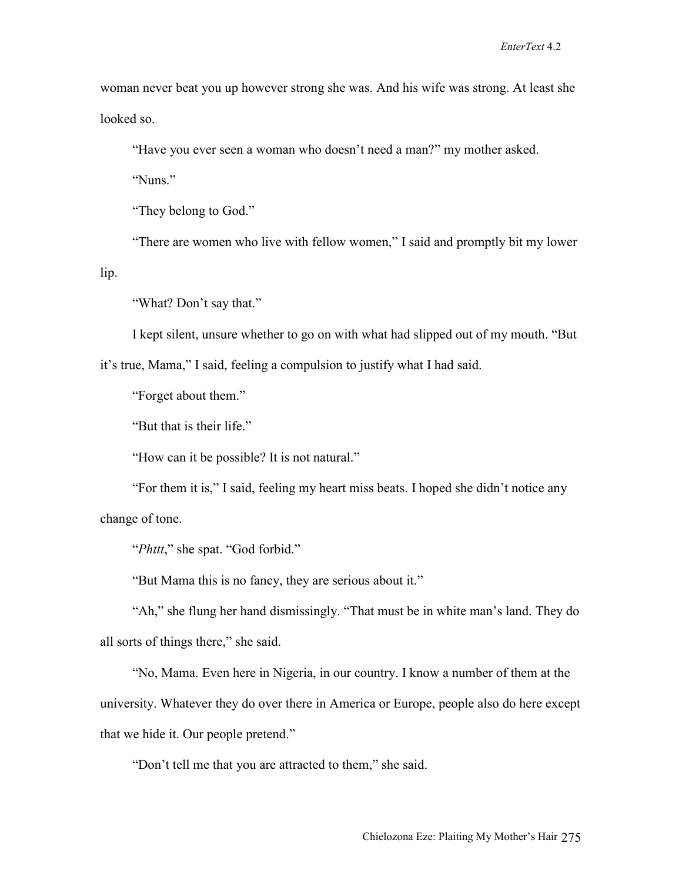woman never beat you up however strong she was. And his wife was strong. At least she looked so.

"Have you ever seen a woman who doesn't need a man?" my mother asked.

"Nuns."

"They belong to God."

"There are women who live with fellow women," I said and promptly bit my lower lip.

"What? Don't say that."

I kept silent, unsure whether to go on with what had slipped out of my mouth. "But it's true, Mama," I said, feeling a compulsion to justify what I had said.

"Forget about them."

"But that is their life."

"How can it be possible? It is not natural."

"For them it is," I said, feeling my heart miss beats. I hoped she didn't notice any change of tone.

"*Phttt*," she spat. "God forbid."

"But Mama this is no fancy, they are serious about it."

"Ah," she flung her hand dismissingly. "That must be in white man's land. They do all sorts of things there," she said.

"No, Mama. Even here in Nigeria, in our country. I know a number of them at the university. Whatever they do over there in America or Europe, people also do here except that we hide it. Our people pretend."

"Don't tell me that you are attracted to them," she said.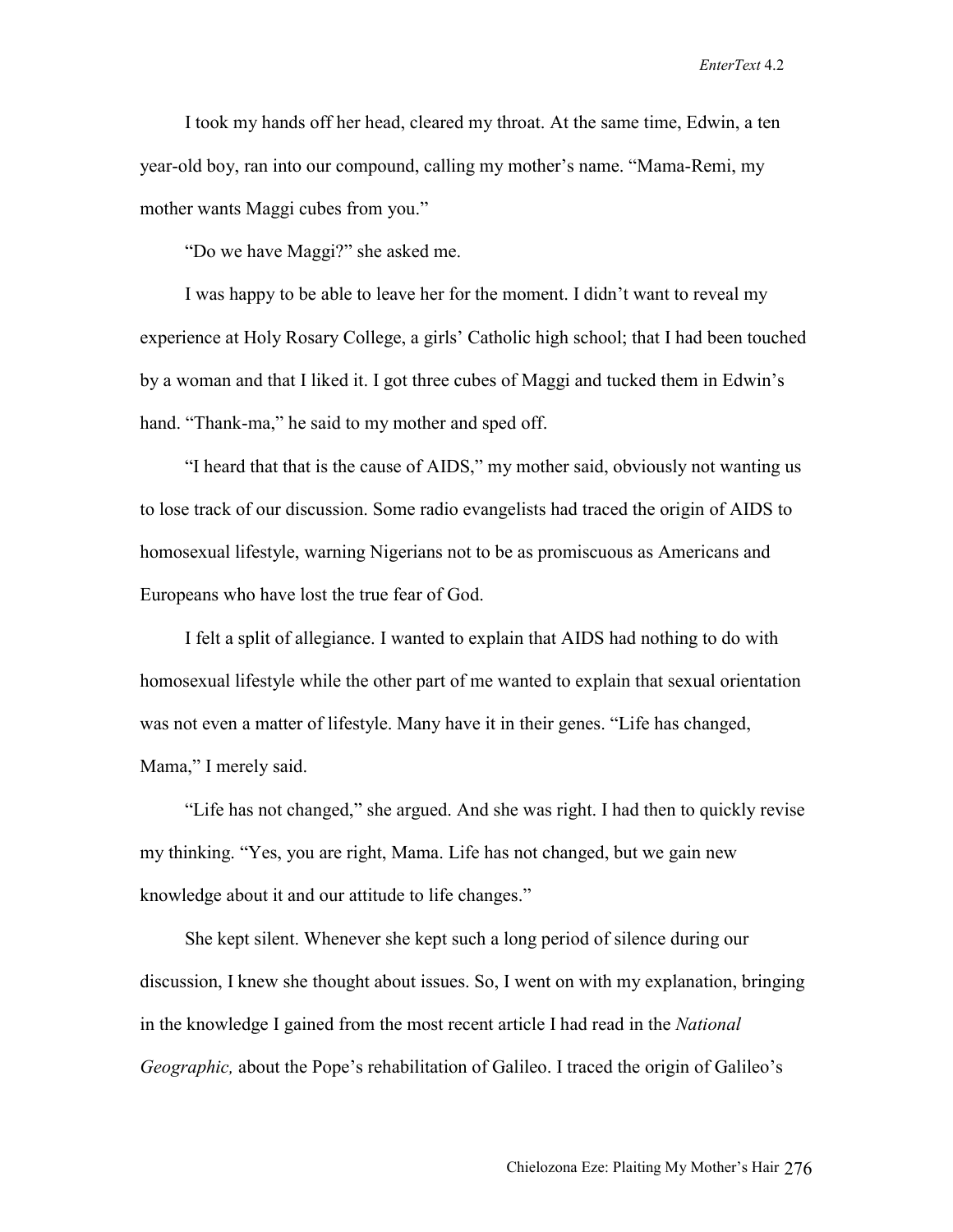I took my hands off her head, cleared my throat. At the same time, Edwin, a ten year-old boy, ran into our compound, calling my mother's name. "Mama-Remi, my mother wants Maggi cubes from you."

"Do we have Maggi?" she asked me.

I was happy to be able to leave her for the moment. I didn't want to reveal my experience at Holy Rosary College, a girls' Catholic high school; that I had been touched by a woman and that I liked it. I got three cubes of Maggi and tucked them in Edwin's hand. "Thank-ma," he said to my mother and sped off.

"I heard that that is the cause of AIDS," my mother said, obviously not wanting us to lose track of our discussion. Some radio evangelists had traced the origin of AIDS to homosexual lifestyle, warning Nigerians not to be as promiscuous as Americans and Europeans who have lost the true fear of God.

I felt a split of allegiance. I wanted to explain that AIDS had nothing to do with homosexual lifestyle while the other part of me wanted to explain that sexual orientation was not even a matter of lifestyle. Many have it in their genes. "Life has changed, Mama," I merely said.

"Life has not changed," she argued. And she was right. I had then to quickly revise my thinking. "Yes, you are right, Mama. Life has not changed, but we gain new knowledge about it and our attitude to life changes."

She kept silent. Whenever she kept such a long period of silence during our discussion, I knew she thought about issues. So, I went on with my explanation, bringing in the knowledge I gained from the most recent article I had read in the *National Geographic,* about the Pope's rehabilitation of Galileo. I traced the origin of Galileo's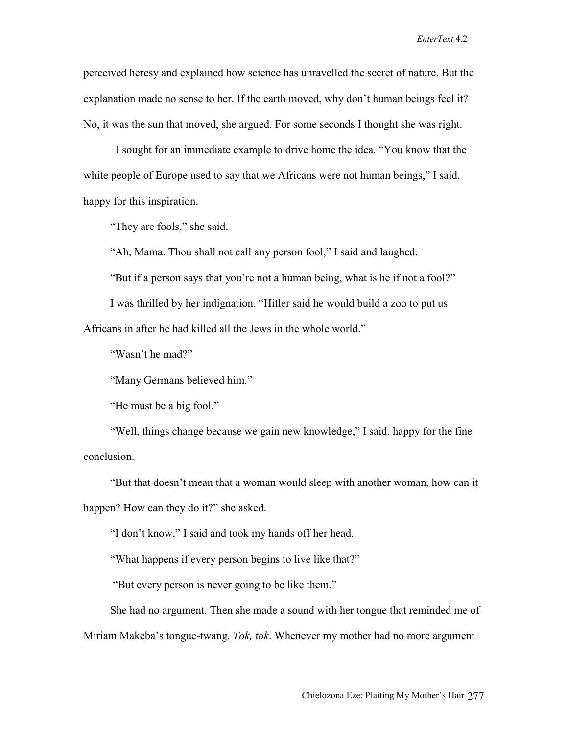perceived heresy and explained how science has unravelled the secret of nature. But the explanation made no sense to her. If the earth moved, why don't human beings feel it? No, it was the sun that moved, she argued. For some seconds I thought she was right.

I sought for an immediate example to drive home the idea. "You know that the white people of Europe used to say that we Africans were not human beings," I said, happy for this inspiration.

"They are fools," she said.

"Ah, Mama. Thou shall not call any person fool," I said and laughed.

"But if a person says that you're not a human being, what is he if not a fool?"

I was thrilled by her indignation. "Hitler said he would build a zoo to put us Africans in after he had killed all the Jews in the whole world."

"Wasn't he mad?"

"Many Germans believed him."

"He must be a big fool."

"Well, things change because we gain new knowledge," I said, happy for the fine conclusion.

"But that doesn't mean that a woman would sleep with another woman, how can it happen? How can they do it?" she asked.

"I don't know," I said and took my hands off her head.

"What happens if every person begins to live like that?"

"But every person is never going to be like them."

She had no argument. Then she made a sound with her tongue that reminded me of Miriam Makeba's tongue-twang. *Tok, tok*. Whenever my mother had no more argument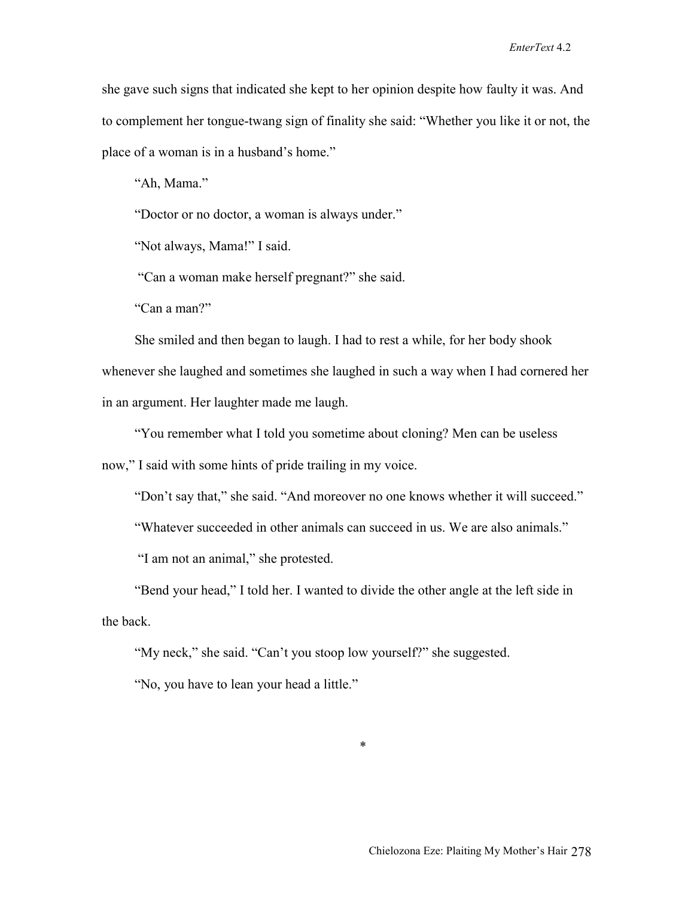she gave such signs that indicated she kept to her opinion despite how faulty it was. And to complement her tongue-twang sign of finality she said: "Whether you like it or not, the place of a woman is in a husband's home."

"Ah, Mama."

"Doctor or no doctor, a woman is always under."

"Not always, Mama!" I said.

"Can a woman make herself pregnant?" she said.

"Can a man?"

She smiled and then began to laugh. I had to rest a while, for her body shook whenever she laughed and sometimes she laughed in such a way when I had cornered her in an argument. Her laughter made me laugh.

"You remember what I told you sometime about cloning? Men can be useless now," I said with some hints of pride trailing in my voice.

"Don't say that," she said. "And moreover no one knows whether it will succeed."

"Whatever succeeded in other animals can succeed in us. We are also animals."

"I am not an animal," she protested.

"Bend your head," I told her. I wanted to divide the other angle at the left side in the back.

"My neck," she said. "Can't you stoop low yourself?" she suggested.

"No, you have to lean your head a little."

*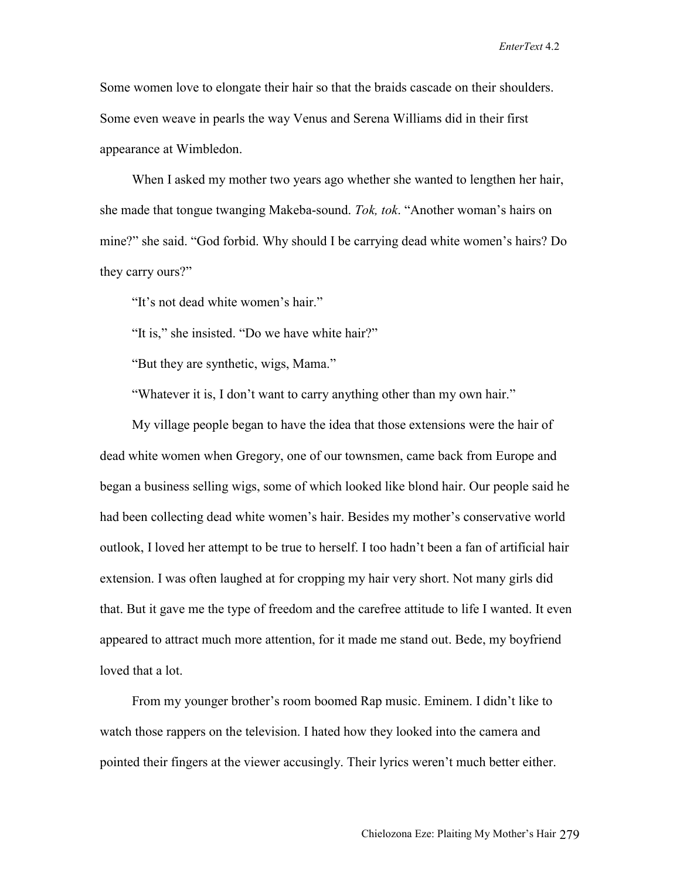Some women love to elongate their hair so that the braids cascade on their shoulders. Some even weave in pearls the way Venus and Serena Williams did in their first appearance at Wimbledon.

When I asked my mother two years ago whether she wanted to lengthen her hair, she made that tongue twanging Makeba-sound. *Tok, tok*. "Another woman's hairs on mine?" she said. "God forbid. Why should I be carrying dead white women's hairs? Do they carry ours?"

"It's not dead white women's hair."

"It is," she insisted. "Do we have white hair?"

"But they are synthetic, wigs, Mama."

"Whatever it is, I don't want to carry anything other than my own hair."

My village people began to have the idea that those extensions were the hair of dead white women when Gregory, one of our townsmen, came back from Europe and began a business selling wigs, some of which looked like blond hair. Our people said he had been collecting dead white women's hair. Besides my mother's conservative world outlook, I loved her attempt to be true to herself. I too hadn't been a fan of artificial hair extension. I was often laughed at for cropping my hair very short. Not many girls did that. But it gave me the type of freedom and the carefree attitude to life I wanted. It even appeared to attract much more attention, for it made me stand out. Bede, my boyfriend loved that a lot.

From my younger brother's room boomed Rap music. Eminem. I didn't like to watch those rappers on the television. I hated how they looked into the camera and pointed their fingers at the viewer accusingly. Their lyrics weren't much better either.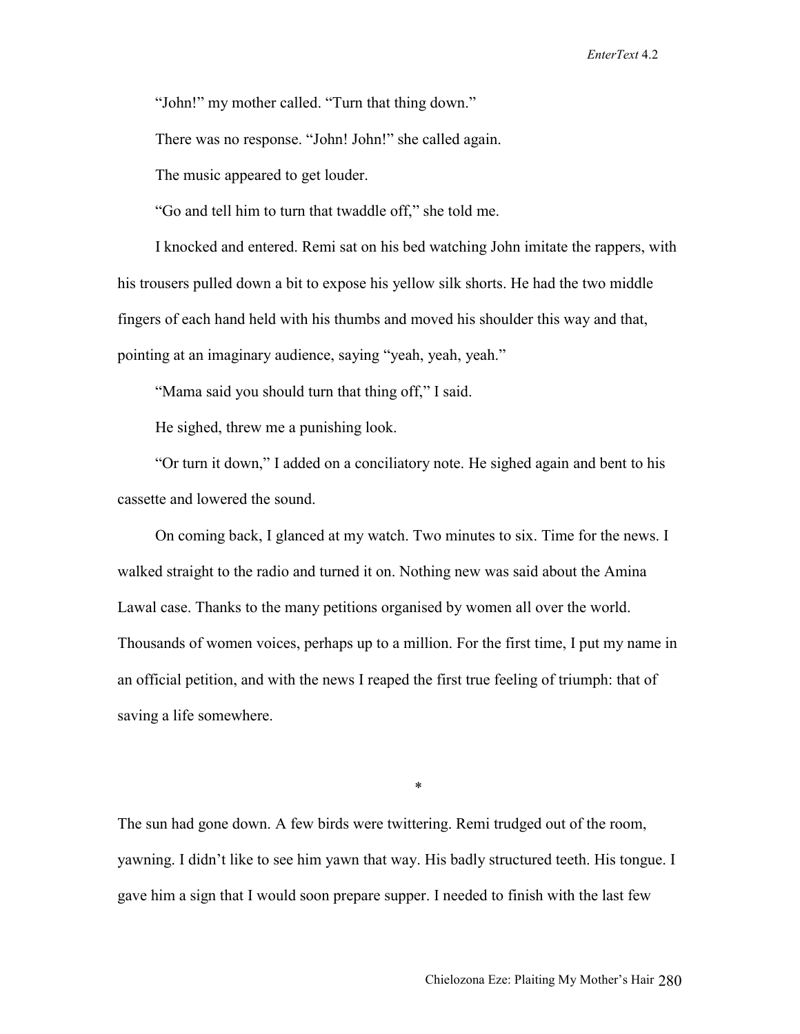"John!" my mother called. "Turn that thing down."

There was no response. "John! John!" she called again.

The music appeared to get louder.

"Go and tell him to turn that twaddle off," she told me.

I knocked and entered. Remi sat on his bed watching John imitate the rappers, with his trousers pulled down a bit to expose his yellow silk shorts. He had the two middle fingers of each hand held with his thumbs and moved his shoulder this way and that, pointing at an imaginary audience, saying "yeah, yeah, yeah."

"Mama said you should turn that thing off," I said.

He sighed, threw me a punishing look.

"Or turn it down," I added on a conciliatory note. He sighed again and bent to his cassette and lowered the sound.

On coming back, I glanced at my watch. Two minutes to six. Time for the news. I walked straight to the radio and turned it on. Nothing new was said about the Amina Lawal case. Thanks to the many petitions organised by women all over the world. Thousands of women voices, perhaps up to a million. For the first time, I put my name in an official petition, and with the news I reaped the first true feeling of triumph: that of saving a life somewhere.

*

The sun had gone down. A few birds were twittering. Remi trudged out of the room, yawning. I didn't like to see him yawn that way. His badly structured teeth. His tongue. I gave him a sign that I would soon prepare supper. I needed to finish with the last few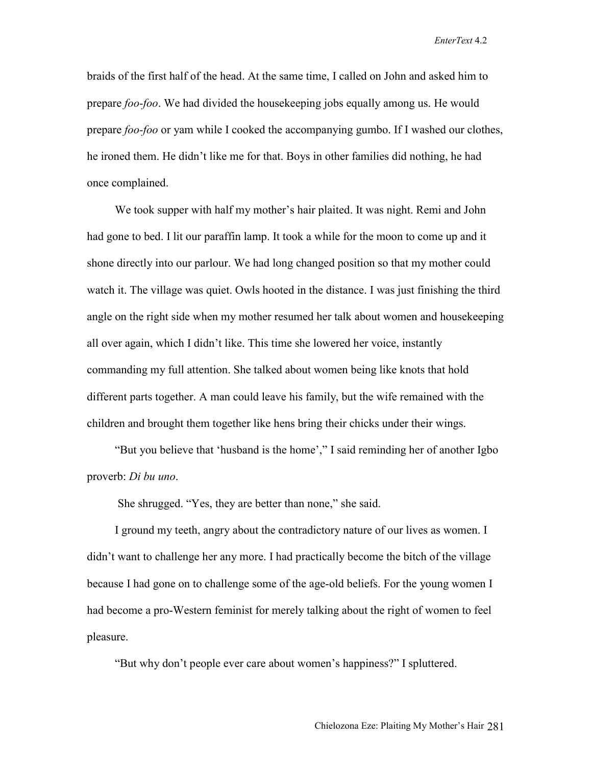braids of the first half of the head. At the same time, I called on John and asked him to prepare *foo-foo*. We had divided the housekeeping jobs equally among us. He would prepare *foo-foo* or yam while I cooked the accompanying gumbo. If I washed our clothes, he ironed them. He didn't like me for that. Boys in other families did nothing, he had once complained.

We took supper with half my mother's hair plaited. It was night. Remi and John had gone to bed. I lit our paraffin lamp. It took a while for the moon to come up and it shone directly into our parlour. We had long changed position so that my mother could watch it. The village was quiet. Owls hooted in the distance. I was just finishing the third angle on the right side when my mother resumed her talk about women and housekeeping all over again, which I didn't like. This time she lowered her voice, instantly commanding my full attention. She talked about women being like knots that hold different parts together. A man could leave his family, but the wife remained with the children and brought them together like hens bring their chicks under their wings.

"But you believe that 'husband is the home'," I said reminding her of another Igbo proverb: *Di bu uno*.

She shrugged. "Yes, they are better than none," she said.

I ground my teeth, angry about the contradictory nature of our lives as women. I didn't want to challenge her any more. I had practically become the bitch of the village because I had gone on to challenge some of the age-old beliefs. For the young women I had become a pro-Western feminist for merely talking about the right of women to feel pleasure.

"But why don't people ever care about women's happiness?" I spluttered.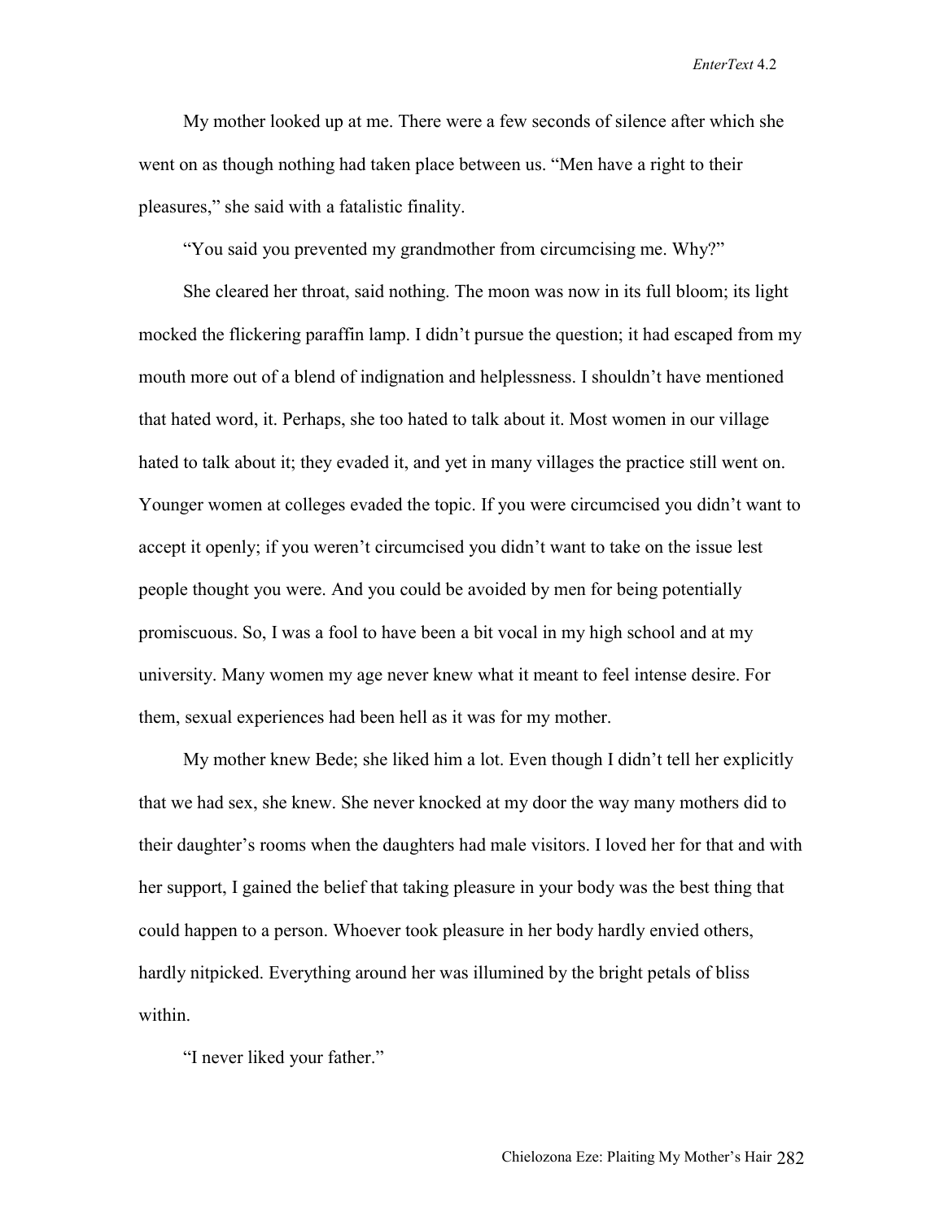My mother looked up at me. There were a few seconds of silence after which she went on as though nothing had taken place between us. "Men have a right to their pleasures," she said with a fatalistic finality.

"You said you prevented my grandmother from circumcising me. Why?"

She cleared her throat, said nothing. The moon was now in its full bloom; its light mocked the flickering paraffin lamp. I didn't pursue the question; it had escaped from my mouth more out of a blend of indignation and helplessness. I shouldn't have mentioned that hated word, it. Perhaps, she too hated to talk about it. Most women in our village hated to talk about it; they evaded it, and yet in many villages the practice still went on. Younger women at colleges evaded the topic. If you were circumcised you didn't want to accept it openly; if you weren't circumcised you didn't want to take on the issue lest people thought you were. And you could be avoided by men for being potentially promiscuous. So, I was a fool to have been a bit vocal in my high school and at my university. Many women my age never knew what it meant to feel intense desire. For them, sexual experiences had been hell as it was for my mother.

My mother knew Bede; she liked him a lot. Even though I didn't tell her explicitly that we had sex, she knew. She never knocked at my door the way many mothers did to their daughter's rooms when the daughters had male visitors. I loved her for that and with her support, I gained the belief that taking pleasure in your body was the best thing that could happen to a person. Whoever took pleasure in her body hardly envied others, hardly nitpicked. Everything around her was illumined by the bright petals of bliss within.

"I never liked your father."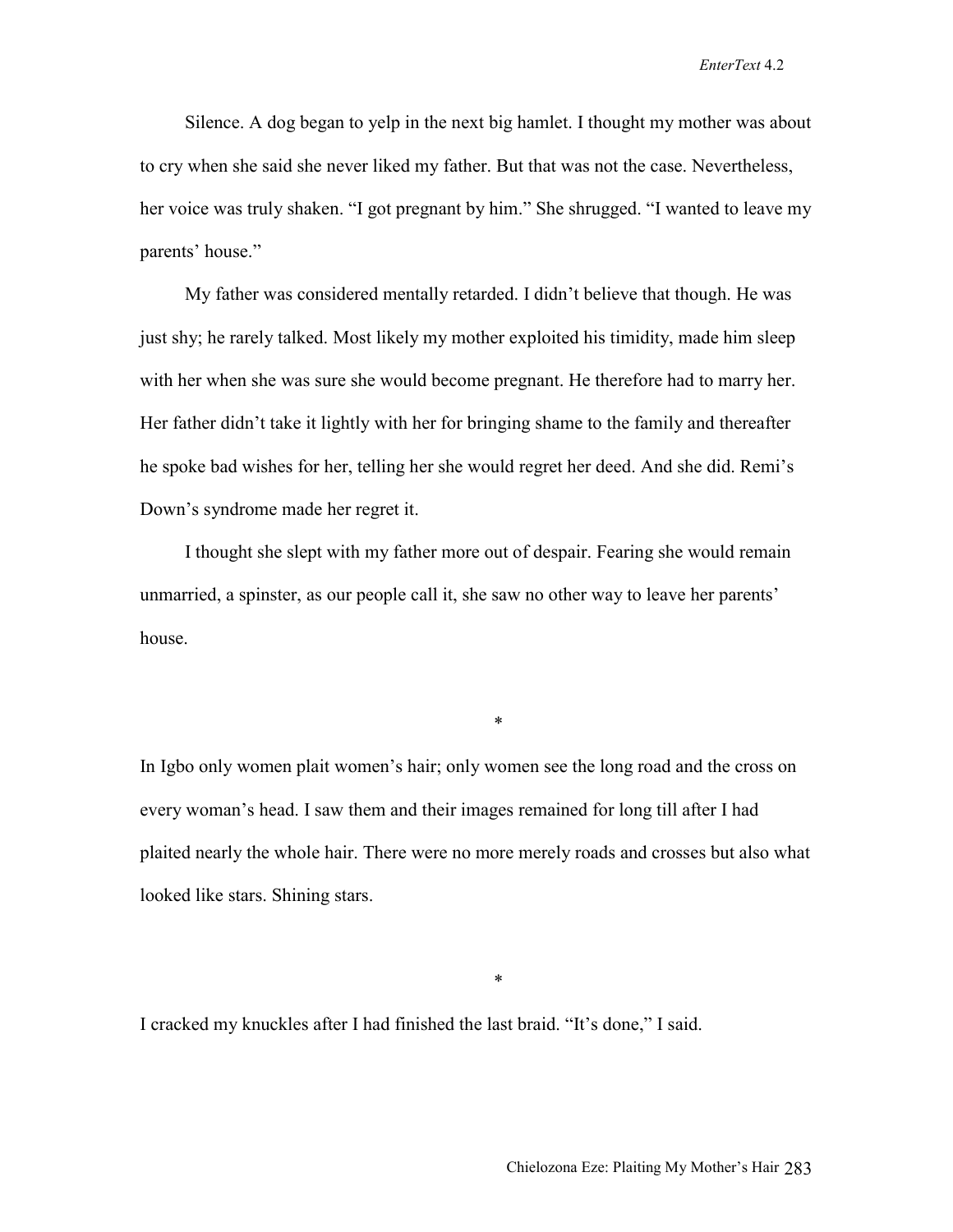Silence. A dog began to yelp in the next big hamlet. I thought my mother was about to cry when she said she never liked my father. But that was not the case. Nevertheless, her voice was truly shaken. "I got pregnant by him." She shrugged. "I wanted to leave my parents' house."

My father was considered mentally retarded. I didn't believe that though. He was just shy; he rarely talked. Most likely my mother exploited his timidity, made him sleep with her when she was sure she would become pregnant. He therefore had to marry her. Her father didn't take it lightly with her for bringing shame to the family and thereafter he spoke bad wishes for her, telling her she would regret her deed. And she did. Remi's Down's syndrome made her regret it.

I thought she slept with my father more out of despair. Fearing she would remain unmarried, a spinster, as our people call it, she saw no other way to leave her parents' house.

*

In Igbo only women plait women's hair; only women see the long road and the cross on every woman's head. I saw them and their images remained for long till after I had plaited nearly the whole hair. There were no more merely roads and crosses but also what looked like stars. Shining stars.

*

I cracked my knuckles after I had finished the last braid. "It's done," I said.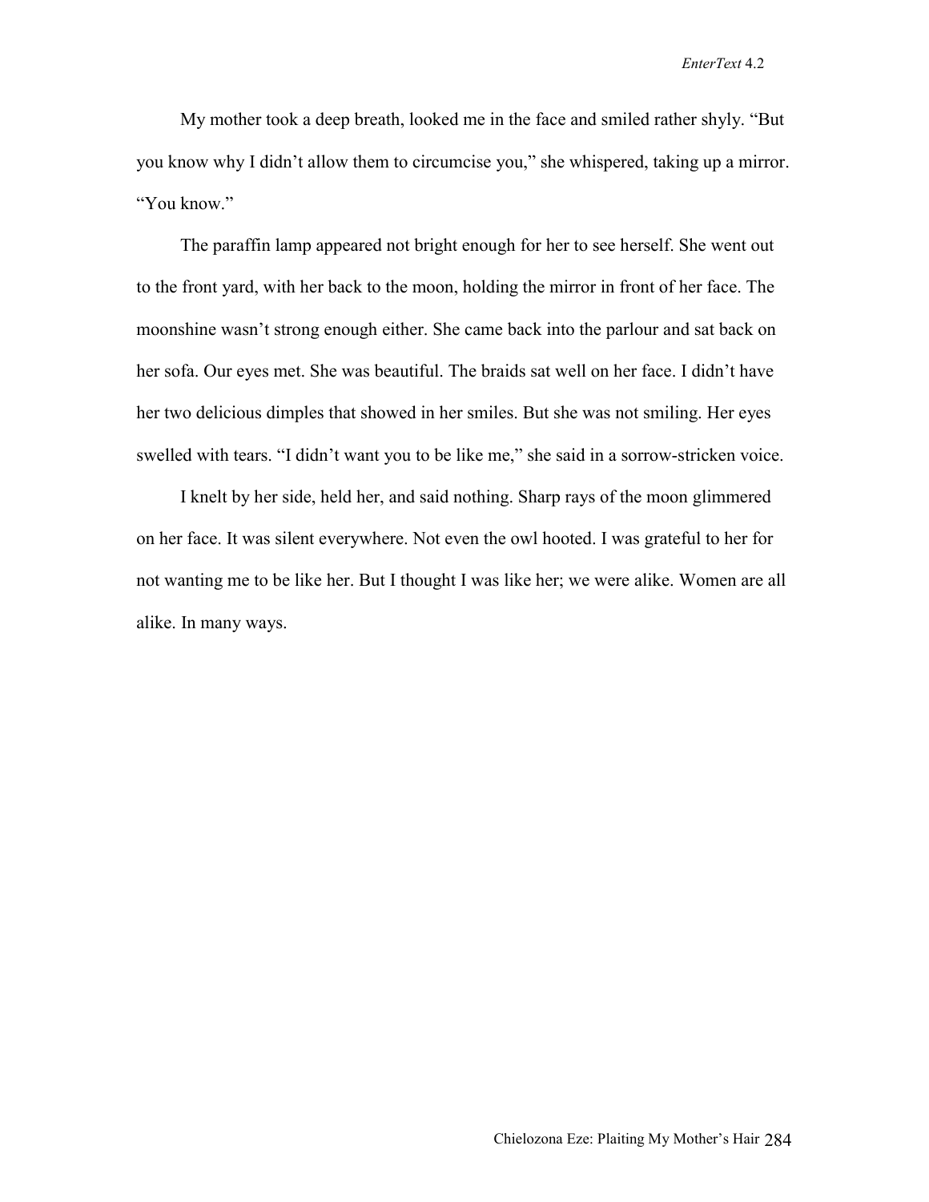My mother took a deep breath, looked me in the face and smiled rather shyly. "But you know why I didn't allow them to circumcise you," she whispered, taking up a mirror. "You know."

The paraffin lamp appeared not bright enough for her to see herself. She went out to the front yard, with her back to the moon, holding the mirror in front of her face. The moonshine wasn't strong enough either. She came back into the parlour and sat back on her sofa. Our eyes met. She was beautiful. The braids sat well on her face. I didn't have her two delicious dimples that showed in her smiles. But she was not smiling. Her eyes swelled with tears. "I didn't want you to be like me," she said in a sorrow-stricken voice.

I knelt by her side, held her, and said nothing. Sharp rays of the moon glimmered on her face. It was silent everywhere. Not even the owl hooted. I was grateful to her for not wanting me to be like her. But I thought I was like her; we were alike. Women are all alike. In many ways.